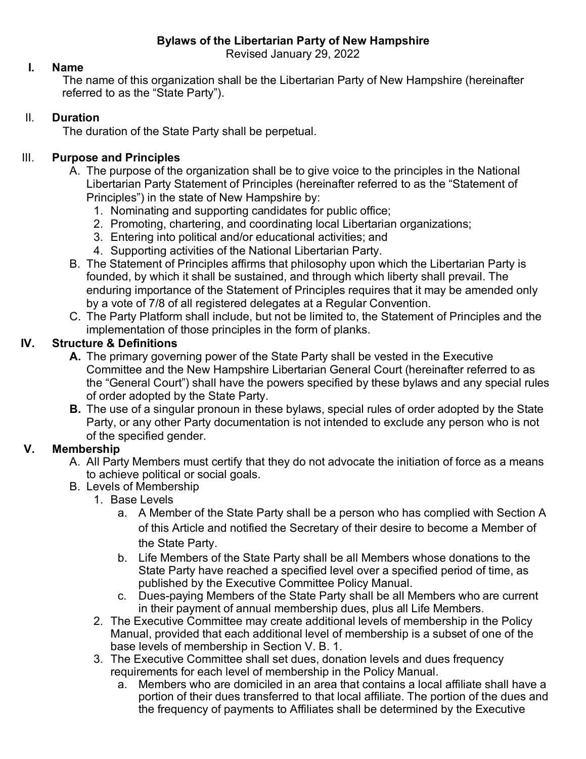# Bylaws of the Libertarian Party of New Hampshire

Revised January 29, 2022

## I. Name

The name of this organization shall be the Libertarian Party of New Hampshire (hereinafter referred to as the "State Party").

## II. Duration

The duration of the State Party shall be perpetual.

## III. Purpose and Principles

A. The purpose of the organization shall be to give voice to the principles in the National Libertarian Party Statement of Principles (hereinafter referred to as the "Statement of Principles") in the state of New Hampshire by:
   1. Nominating and supporting candidates for public office;
   2. Promoting, chartering, and coordinating local Libertarian organizations;
   3. Entering into political and/or educational activities; and
   4. Supporting activities of the National Libertarian Party.

B. The Statement of Principles affirms that philosophy upon which the Libertarian Party is founded, by which it shall be sustained, and through which liberty shall prevail. The enduring importance of the Statement of Principles requires that it may be amended only by a vote of 7/8 of all registered delegates at a Regular Convention.

C. The Party Platform shall include, but not be limited to, the Statement of Principles and the implementation of those principles in the form of planks.

## IV. Structure & Definitions

**A.** The primary governing power of the State Party shall be vested in the Executive Committee and the New Hampshire Libertarian General Court (hereinafter referred to as the "General Court") shall have the powers specified by these bylaws and any special rules of order adopted by the State Party.

**B.** The use of a singular pronoun in these bylaws, special rules of order adopted by the State Party, or any other Party documentation is not intended to exclude any person who is not of the specified gender.

## V. Membership

A. All Party Members must certify that they do not advocate the initiation of force as a means to achieve political or social goals.

B. Levels of Membership
   1. Base Levels
      a. A Member of the State Party shall be a person who has complied with Section A of this Article and notified the Secretary of their desire to become a Member of the State Party.
      b. Life Members of the State Party shall be all Members whose donations to the State Party have reached a specified level over a specified period of time, as published by the Executive Committee Policy Manual.
      c. Dues-paying Members of the State Party shall be all Members who are current in their payment of annual membership dues, plus all Life Members.
   2. The Executive Committee may create additional levels of membership in the Policy Manual, provided that each additional level of membership is a subset of one of the base levels of membership in Section V. B. 1.
   3. The Executive Committee shall set dues, donation levels and dues frequency requirements for each level of membership in the Policy Manual.
      a. Members who are domiciled in an area that contains a local affiliate shall have a portion of their dues transferred to that local affiliate. The portion of the dues and the frequency of payments to Affiliates shall be determined by the Executive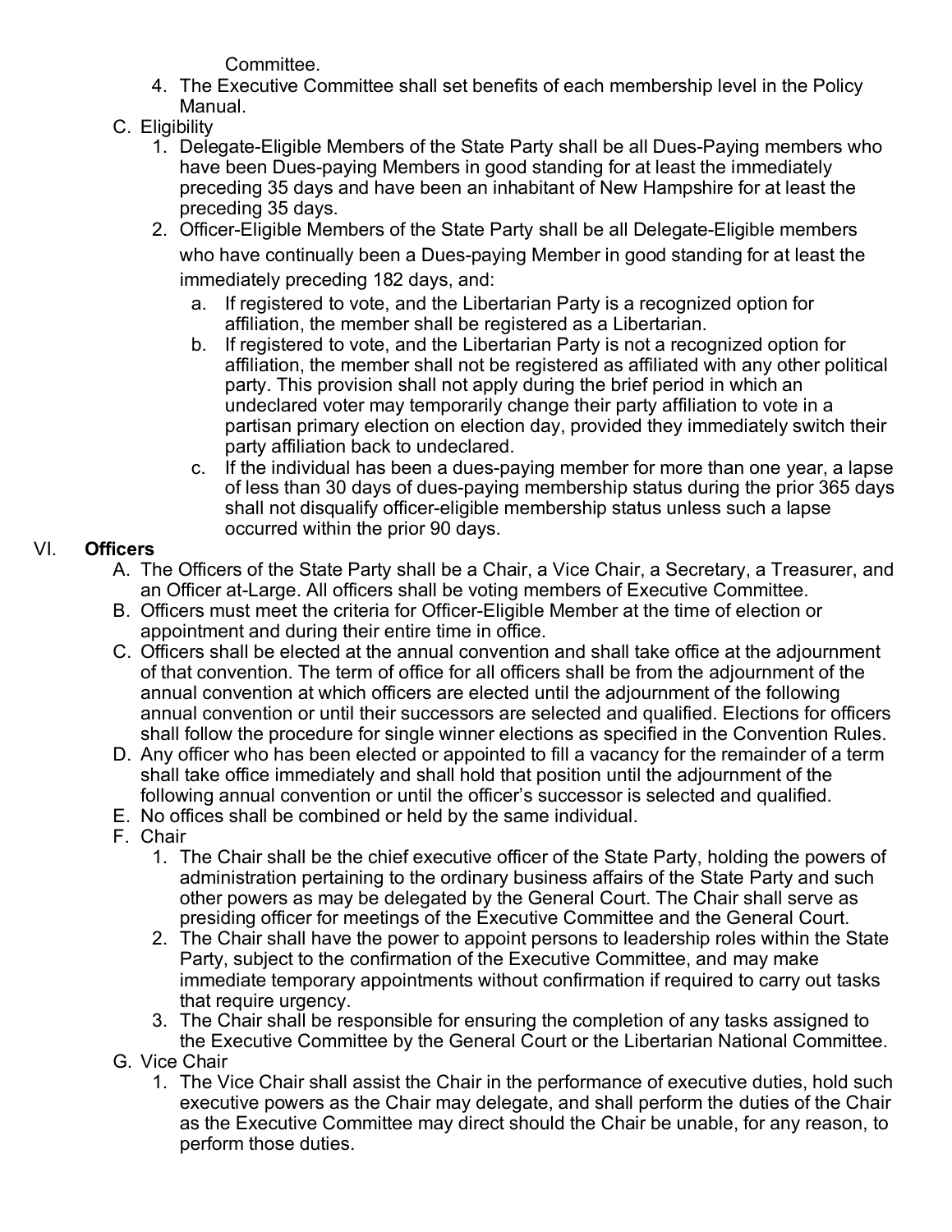Committee.

4. The Executive Committee shall set benefits of each membership level in the Policy Manual.

C. Eligibility

1. Delegate-Eligible Members of the State Party shall be all Dues-Paying members who have been Dues-paying Members in good standing for at least the immediately preceding 35 days and have been an inhabitant of New Hampshire for at least the preceding 35 days.
2. Officer-Eligible Members of the State Party shall be all Delegate-Eligible members who have continually been a Dues-paying Member in good standing for at least the immediately preceding 182 days, and:
   a. If registered to vote, and the Libertarian Party is a recognized option for affiliation, the member shall be registered as a Libertarian.
   b. If registered to vote, and the Libertarian Party is not a recognized option for affiliation, the member shall not be registered as affiliated with any other political party. This provision shall not apply during the brief period in which an undeclared voter may temporarily change their party affiliation to vote in a partisan primary election on election day, provided they immediately switch their party affiliation back to undeclared.
   c. If the individual has been a dues-paying member for more than one year, a lapse of less than 30 days of dues-paying membership status during the prior 365 days shall not disqualify officer-eligible membership status unless such a lapse occurred within the prior 90 days.

## VI. **Officers**

A. The Officers of the State Party shall be a Chair, a Vice Chair, a Secretary, a Treasurer, and an Officer at-Large. All officers shall be voting members of Executive Committee.

B. Officers must meet the criteria for Officer-Eligible Member at the time of election or appointment and during their entire time in office.

C. Officers shall be elected at the annual convention and shall take office at the adjournment of that convention. The term of office for all officers shall be from the adjournment of the annual convention at which officers are elected until the adjournment of the following annual convention or until their successors are selected and qualified. Elections for officers shall follow the procedure for single winner elections as specified in the Convention Rules.

D. Any officer who has been elected or appointed to fill a vacancy for the remainder of a term shall take office immediately and shall hold that position until the adjournment of the following annual convention or until the officer's successor is selected and qualified.

E. No offices shall be combined or held by the same individual.

F. Chair

1. The Chair shall be the chief executive officer of the State Party, holding the powers of administration pertaining to the ordinary business affairs of the State Party and such other powers as may be delegated by the General Court. The Chair shall serve as presiding officer for meetings of the Executive Committee and the General Court.
2. The Chair shall have the power to appoint persons to leadership roles within the State Party, subject to the confirmation of the Executive Committee, and may make immediate temporary appointments without confirmation if required to carry out tasks that require urgency.
3. The Chair shall be responsible for ensuring the completion of any tasks assigned to the Executive Committee by the General Court or the Libertarian National Committee.

G. Vice Chair

1. The Vice Chair shall assist the Chair in the performance of executive duties, hold such executive powers as the Chair may delegate, and shall perform the duties of the Chair as the Executive Committee may direct should the Chair be unable, for any reason, to perform those duties.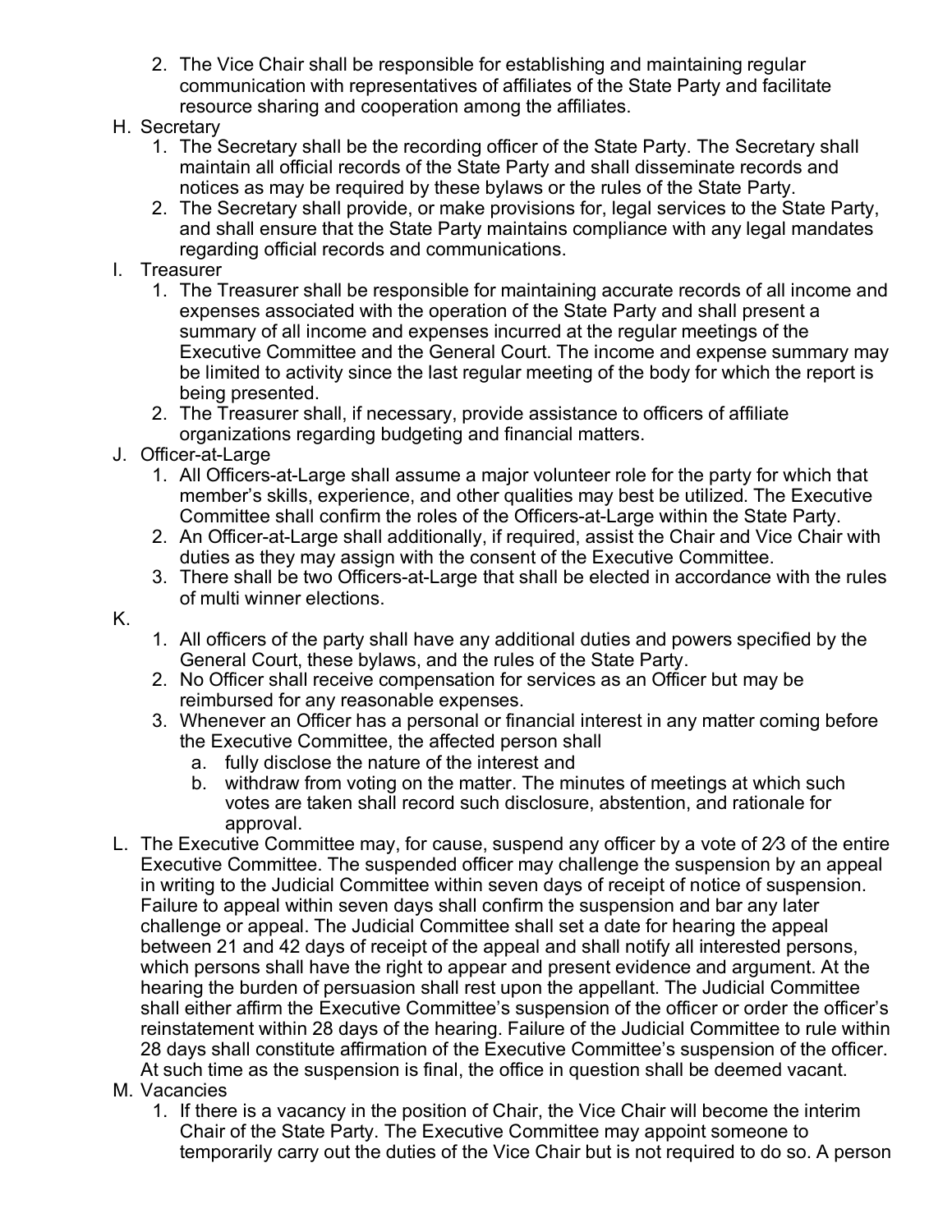2. The Vice Chair shall be responsible for establishing and maintaining regular communication with representatives of affiliates of the State Party and facilitate resource sharing and cooperation among the affiliates.

H. Secretary
   1. The Secretary shall be the recording officer of the State Party. The Secretary shall maintain all official records of the State Party and shall disseminate records and notices as may be required by these bylaws or the rules of the State Party.
   2. The Secretary shall provide, or make provisions for, legal services to the State Party, and shall ensure that the State Party maintains compliance with any legal mandates regarding official records and communications.

I. Treasurer
   1. The Treasurer shall be responsible for maintaining accurate records of all income and expenses associated with the operation of the State Party and shall present a summary of all income and expenses incurred at the regular meetings of the Executive Committee and the General Court. The income and expense summary may be limited to activity since the last regular meeting of the body for which the report is being presented.
   2. The Treasurer shall, if necessary, provide assistance to officers of affiliate organizations regarding budgeting and financial matters.

J. Officer-at-Large
   1. All Officers-at-Large shall assume a major volunteer role for the party for which that member's skills, experience, and other qualities may best be utilized. The Executive Committee shall confirm the roles of the Officers-at-Large within the State Party.
   2. An Officer-at-Large shall additionally, if required, assist the Chair and Vice Chair with duties as they may assign with the consent of the Executive Committee.
   3. There shall be two Officers-at-Large that shall be elected in accordance with the rules of multi winner elections.

K.
   1. All officers of the party shall have any additional duties and powers specified by the General Court, these bylaws, and the rules of the State Party.
   2. No Officer shall receive compensation for services as an Officer but may be reimbursed for any reasonable expenses.
   3. Whenever an Officer has a personal or financial interest in any matter coming before the Executive Committee, the affected person shall
      a. fully disclose the nature of the interest and
      b. withdraw from voting on the matter. The minutes of meetings at which such votes are taken shall record such disclosure, abstention, and rationale for approval.

L. The Executive Committee may, for cause, suspend any officer by a vote of 2⁄3 of the entire Executive Committee. The suspended officer may challenge the suspension by an appeal in writing to the Judicial Committee within seven days of receipt of notice of suspension. Failure to appeal within seven days shall confirm the suspension and bar any later challenge or appeal. The Judicial Committee shall set a date for hearing the appeal between 21 and 42 days of receipt of the appeal and shall notify all interested persons, which persons shall have the right to appear and present evidence and argument. At the hearing the burden of persuasion shall rest upon the appellant. The Judicial Committee shall either affirm the Executive Committee's suspension of the officer or order the officer's reinstatement within 28 days of the hearing. Failure of the Judicial Committee to rule within 28 days shall constitute affirmation of the Executive Committee's suspension of the officer. At such time as the suspension is final, the office in question shall be deemed vacant.

M. Vacancies
   1. If there is a vacancy in the position of Chair, the Vice Chair will become the interim Chair of the State Party. The Executive Committee may appoint someone to temporarily carry out the duties of the Vice Chair but is not required to do so. A person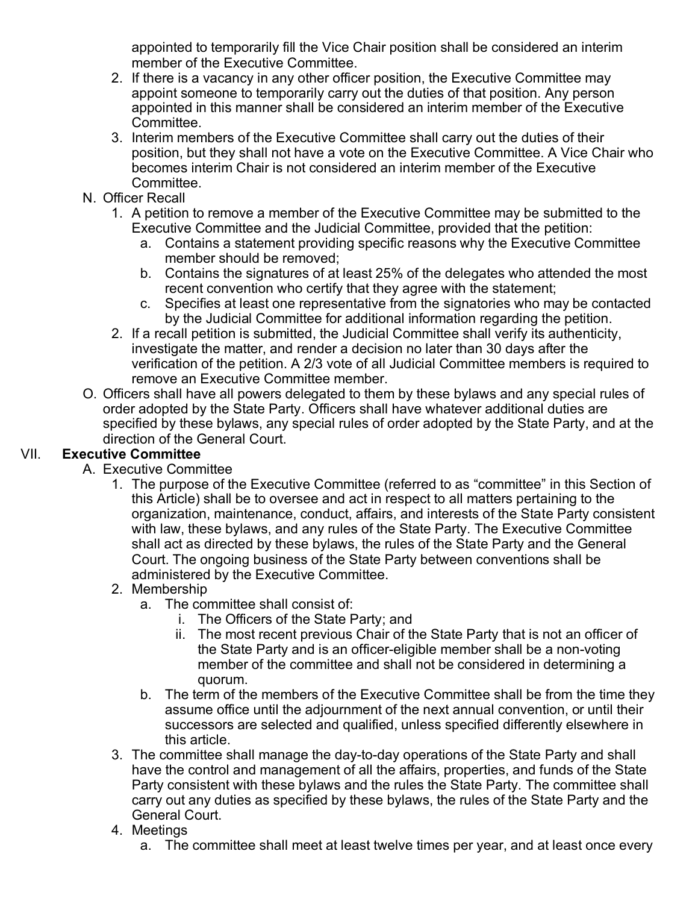appointed to temporarily fill the Vice Chair position shall be considered an interim member of the Executive Committee.

2. If there is a vacancy in any other officer position, the Executive Committee may appoint someone to temporarily carry out the duties of that position. Any person appointed in this manner shall be considered an interim member of the Executive Committee.
3. Interim members of the Executive Committee shall carry out the duties of their position, but they shall not have a vote on the Executive Committee. A Vice Chair who becomes interim Chair is not considered an interim member of the Executive Committee.

N. Officer Recall

1. A petition to remove a member of the Executive Committee may be submitted to the Executive Committee and the Judicial Committee, provided that the petition:
   a. Contains a statement providing specific reasons why the Executive Committee member should be removed;
   b. Contains the signatures of at least 25% of the delegates who attended the most recent convention who certify that they agree with the statement;
   c. Specifies at least one representative from the signatories who may be contacted by the Judicial Committee for additional information regarding the petition.
2. If a recall petition is submitted, the Judicial Committee shall verify its authenticity, investigate the matter, and render a decision no later than 30 days after the verification of the petition. A 2/3 vote of all Judicial Committee members is required to remove an Executive Committee member.

O. Officers shall have all powers delegated to them by these bylaws and any special rules of order adopted by the State Party. Officers shall have whatever additional duties are specified by these bylaws, any special rules of order adopted by the State Party, and at the direction of the General Court.

## VII. **Executive Committee**

A. Executive Committee

1. The purpose of the Executive Committee (referred to as “committee” in this Section of this Article) shall be to oversee and act in respect to all matters pertaining to the organization, maintenance, conduct, affairs, and interests of the State Party consistent with law, these bylaws, and any rules of the State Party. The Executive Committee shall act as directed by these bylaws, the rules of the State Party and the General Court. The ongoing business of the State Party between conventions shall be administered by the Executive Committee.
2. Membership
   a. The committee shall consist of:
      i. The Officers of the State Party; and
      ii. The most recent previous Chair of the State Party that is not an officer of the State Party and is an officer-eligible member shall be a non-voting member of the committee and shall not be considered in determining a quorum.
   b. The term of the members of the Executive Committee shall be from the time they assume office until the adjournment of the next annual convention, or until their successors are selected and qualified, unless specified differently elsewhere in this article.
3. The committee shall manage the day-to-day operations of the State Party and shall have the control and management of all the affairs, properties, and funds of the State Party consistent with these bylaws and the rules the State Party. The committee shall carry out any duties as specified by these bylaws, the rules of the State Party and the General Court.
4. Meetings
   a. The committee shall meet at least twelve times per year, and at least once every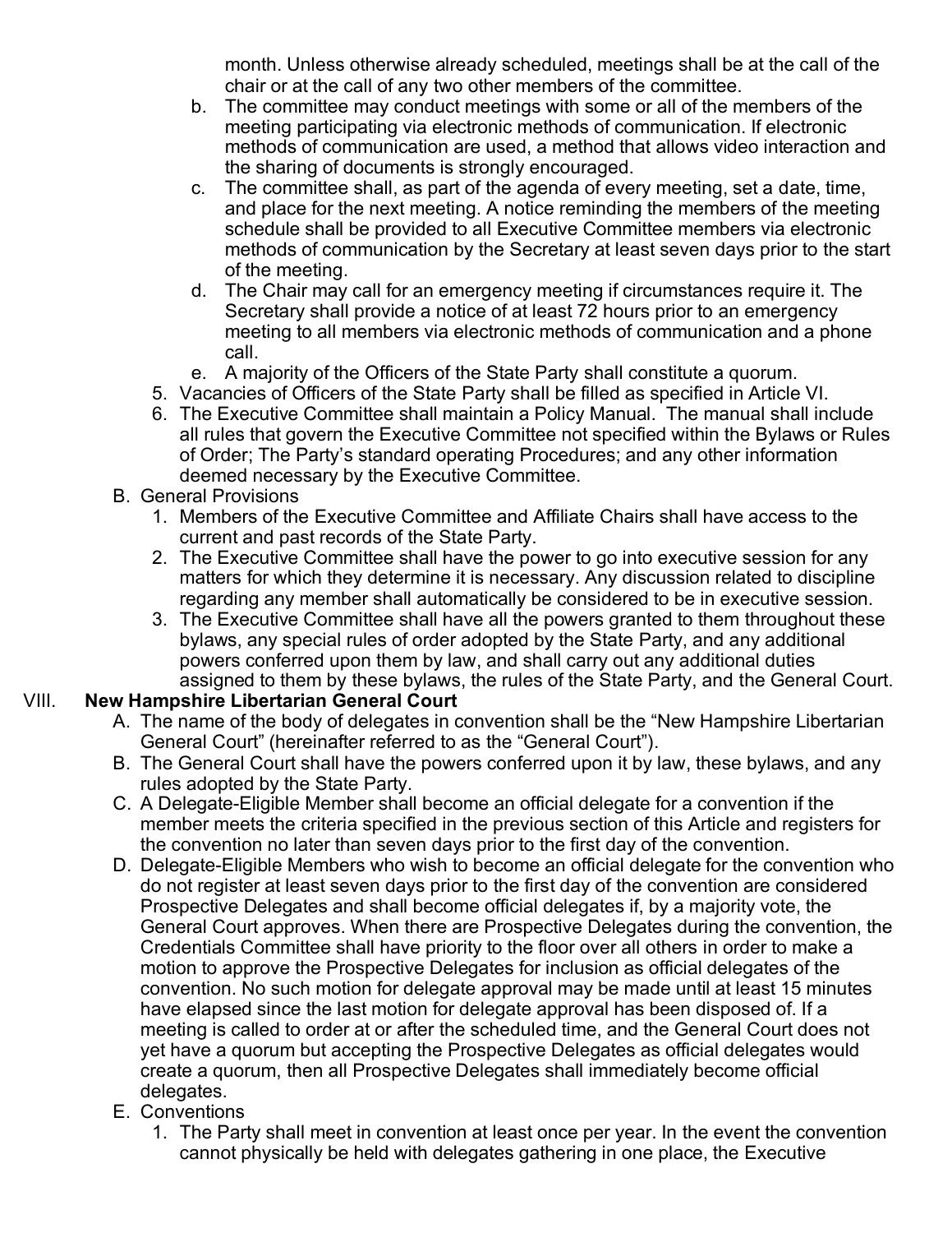month. Unless otherwise already scheduled, meetings shall be at the call of the chair or at the call of any two other members of the committee.

   b. The committee may conduct meetings with some or all of the members of the meeting participating via electronic methods of communication. If electronic methods of communication are used, a method that allows video interaction and the sharing of documents is strongly encouraged.
   c. The committee shall, as part of the agenda of every meeting, set a date, time, and place for the next meeting. A notice reminding the members of the meeting schedule shall be provided to all Executive Committee members via electronic methods of communication by the Secretary at least seven days prior to the start of the meeting.
   d. The Chair may call for an emergency meeting if circumstances require it. The Secretary shall provide a notice of at least 72 hours prior to an emergency meeting to all members via electronic methods of communication and a phone call.
   e. A majority of the Officers of the State Party shall constitute a quorum.

5. Vacancies of Officers of the State Party shall be filled as specified in Article VI.
6. The Executive Committee shall maintain a Policy Manual. The manual shall include all rules that govern the Executive Committee not specified within the Bylaws or Rules of Order; The Party's standard operating Procedures; and any other information deemed necessary by the Executive Committee.

B. General Provisions
   1. Members of the Executive Committee and Affiliate Chairs shall have access to the current and past records of the State Party.
   2. The Executive Committee shall have the power to go into executive session for any matters for which they determine it is necessary. Any discussion related to discipline regarding any member shall automatically be considered to be in executive session.
   3. The Executive Committee shall have all the powers granted to them throughout these bylaws, any special rules of order adopted by the State Party, and any additional powers conferred upon them by law, and shall carry out any additional duties assigned to them by these bylaws, the rules of the State Party, and the General Court.

## VIII. **New Hampshire Libertarian General Court**

A. The name of the body of delegates in convention shall be the "New Hampshire Libertarian General Court" (hereinafter referred to as the "General Court").

B. The General Court shall have the powers conferred upon it by law, these bylaws, and any rules adopted by the State Party.

C. A Delegate-Eligible Member shall become an official delegate for a convention if the member meets the criteria specified in the previous section of this Article and registers for the convention no later than seven days prior to the first day of the convention.

D. Delegate-Eligible Members who wish to become an official delegate for the convention who do not register at least seven days prior to the first day of the convention are considered Prospective Delegates and shall become official delegates if, by a majority vote, the General Court approves. When there are Prospective Delegates during the convention, the Credentials Committee shall have priority to the floor over all others in order to make a motion to approve the Prospective Delegates for inclusion as official delegates of the convention. No such motion for delegate approval may be made until at least 15 minutes have elapsed since the last motion for delegate approval has been disposed of. If a meeting is called to order at or after the scheduled time, and the General Court does not yet have a quorum but accepting the Prospective Delegates as official delegates would create a quorum, then all Prospective Delegates shall immediately become official delegates.

E. Conventions
   1. The Party shall meet in convention at least once per year. In the event the convention cannot physically be held with delegates gathering in one place, the Executive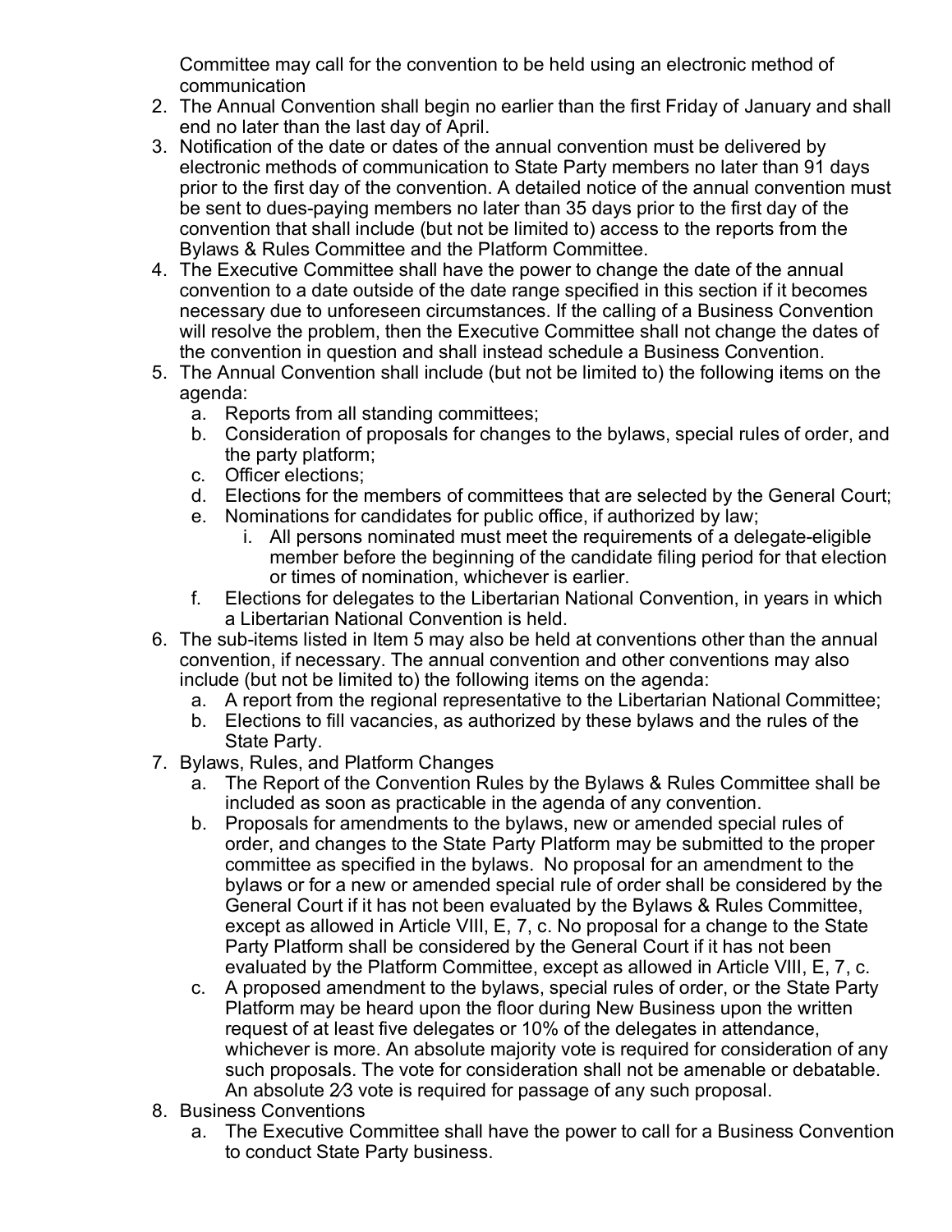Committee may call for the convention to be held using an electronic method of communication

2. The Annual Convention shall begin no earlier than the first Friday of January and shall end no later than the last day of April.
3. Notification of the date or dates of the annual convention must be delivered by electronic methods of communication to State Party members no later than 91 days prior to the first day of the convention. A detailed notice of the annual convention must be sent to dues-paying members no later than 35 days prior to the first day of the convention that shall include (but not be limited to) access to the reports from the Bylaws & Rules Committee and the Platform Committee.
4. The Executive Committee shall have the power to change the date of the annual convention to a date outside of the date range specified in this section if it becomes necessary due to unforeseen circumstances. If the calling of a Business Convention will resolve the problem, then the Executive Committee shall not change the dates of the convention in question and shall instead schedule a Business Convention.
5. The Annual Convention shall include (but not be limited to) the following items on the agenda:
   a. Reports from all standing committees;
   b. Consideration of proposals for changes to the bylaws, special rules of order, and the party platform;
   c. Officer elections;
   d. Elections for the members of committees that are selected by the General Court;
   e. Nominations for candidates for public office, if authorized by law;
      i. All persons nominated must meet the requirements of a delegate-eligible member before the beginning of the candidate filing period for that election or times of nomination, whichever is earlier.
   f. Elections for delegates to the Libertarian National Convention, in years in which a Libertarian National Convention is held.
6. The sub-items listed in Item 5 may also be held at conventions other than the annual convention, if necessary. The annual convention and other conventions may also include (but not be limited to) the following items on the agenda:
   a. A report from the regional representative to the Libertarian National Committee;
   b. Elections to fill vacancies, as authorized by these bylaws and the rules of the State Party.
7. Bylaws, Rules, and Platform Changes
   a. The Report of the Convention Rules by the Bylaws & Rules Committee shall be included as soon as practicable in the agenda of any convention.
   b. Proposals for amendments to the bylaws, new or amended special rules of order, and changes to the State Party Platform may be submitted to the proper committee as specified in the bylaws. No proposal for an amendment to the bylaws or for a new or amended special rule of order shall be considered by the General Court if it has not been evaluated by the Bylaws & Rules Committee, except as allowed in Article VIII, E, 7, c. No proposal for a change to the State Party Platform shall be considered by the General Court if it has not been evaluated by the Platform Committee, except as allowed in Article VIII, E, 7, c.
   c. A proposed amendment to the bylaws, special rules of order, or the State Party Platform may be heard upon the floor during New Business upon the written request of at least five delegates or 10% of the delegates in attendance, whichever is more. An absolute majority vote is required for consideration of any such proposals. The vote for consideration shall not be amenable or debatable. An absolute 2⁄3 vote is required for passage of any such proposal.
8. Business Conventions
   a. The Executive Committee shall have the power to call for a Business Convention to conduct State Party business.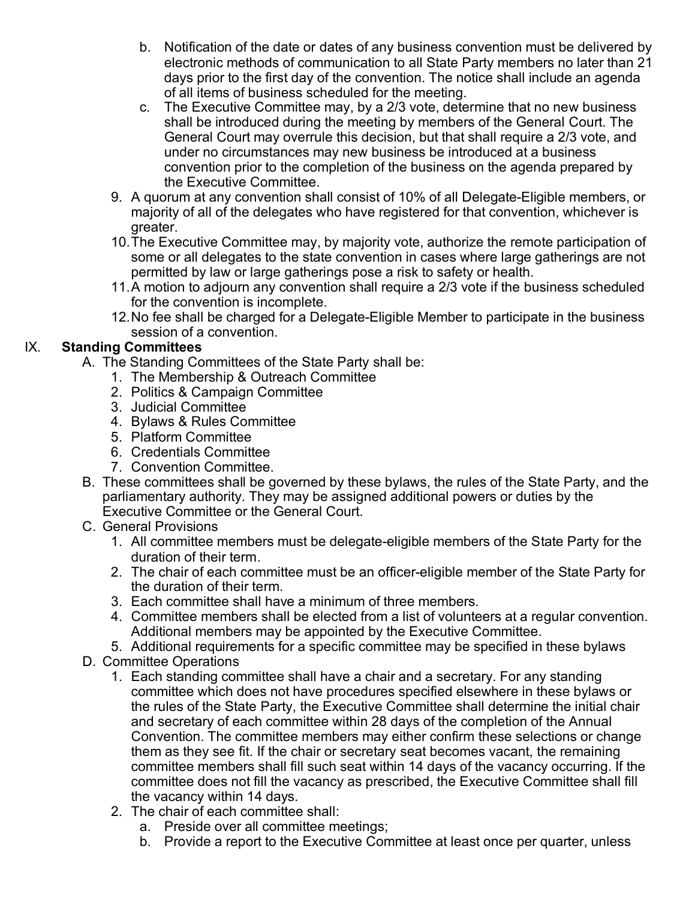b. Notification of the date or dates of any business convention must be delivered by electronic methods of communication to all State Party members no later than 21 days prior to the first day of the convention. The notice shall include an agenda of all items of business scheduled for the meeting.
   c. The Executive Committee may, by a 2/3 vote, determine that no new business shall be introduced during the meeting by members of the General Court. The General Court may overrule this decision, but that shall require a 2/3 vote, and under no circumstances may new business be introduced at a business convention prior to the completion of the business on the agenda prepared by the Executive Committee.
9. A quorum at any convention shall consist of 10% of all Delegate-Eligible members, or majority of all of the delegates who have registered for that convention, whichever is greater.
10. The Executive Committee may, by majority vote, authorize the remote participation of some or all delegates to the state convention in cases where large gatherings are not permitted by law or large gatherings pose a risk to safety or health.
11. A motion to adjourn any convention shall require a 2/3 vote if the business scheduled for the convention is incomplete.
12. No fee shall be charged for a Delegate-Eligible Member to participate in the business session of a convention.

## IX. Standing Committees

A. The Standing Committees of the State Party shall be:
   1. The Membership & Outreach Committee
   2. Politics & Campaign Committee
   3. Judicial Committee
   4. Bylaws & Rules Committee
   5. Platform Committee
   6. Credentials Committee
   7. Convention Committee.

B. These committees shall be governed by these bylaws, the rules of the State Party, and the parliamentary authority. They may be assigned additional powers or duties by the Executive Committee or the General Court.

C. General Provisions
   1. All committee members must be delegate-eligible members of the State Party for the duration of their term.
   2. The chair of each committee must be an officer-eligible member of the State Party for the duration of their term.
   3. Each committee shall have a minimum of three members.
   4. Committee members shall be elected from a list of volunteers at a regular convention. Additional members may be appointed by the Executive Committee.
   5. Additional requirements for a specific committee may be specified in these bylaws

D. Committee Operations
   1. Each standing committee shall have a chair and a secretary. For any standing committee which does not have procedures specified elsewhere in these bylaws or the rules of the State Party, the Executive Committee shall determine the initial chair and secretary of each committee within 28 days of the completion of the Annual Convention. The committee members may either confirm these selections or change them as they see fit. If the chair or secretary seat becomes vacant, the remaining committee members shall fill such seat within 14 days of the vacancy occurring. If the committee does not fill the vacancy as prescribed, the Executive Committee shall fill the vacancy within 14 days.
   2. The chair of each committee shall:
      a. Preside over all committee meetings;
      b. Provide a report to the Executive Committee at least once per quarter, unless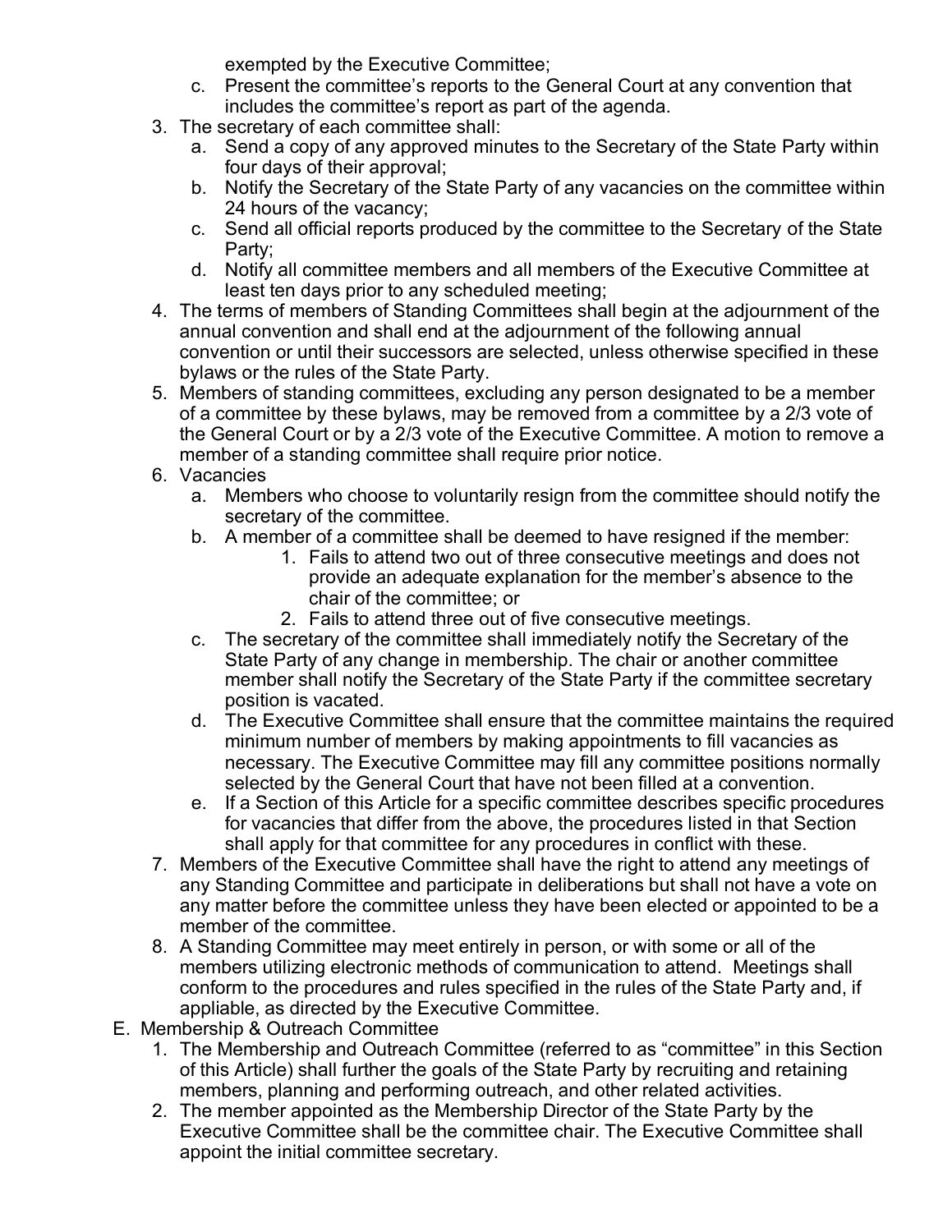exempted by the Executive Committee;

   c. Present the committee's reports to the General Court at any convention that includes the committee's report as part of the agenda.

3. The secretary of each committee shall:
   a. Send a copy of any approved minutes to the Secretary of the State Party within four days of their approval;
   b. Notify the Secretary of the State Party of any vacancies on the committee within 24 hours of the vacancy;
   c. Send all official reports produced by the committee to the Secretary of the State Party;
   d. Notify all committee members and all members of the Executive Committee at least ten days prior to any scheduled meeting;
4. The terms of members of Standing Committees shall begin at the adjournment of the annual convention and shall end at the adjournment of the following annual convention or until their successors are selected, unless otherwise specified in these bylaws or the rules of the State Party.
5. Members of standing committees, excluding any person designated to be a member of a committee by these bylaws, may be removed from a committee by a 2/3 vote of the General Court or by a 2/3 vote of the Executive Committee. A motion to remove a member of a standing committee shall require prior notice.
6. Vacancies
   a. Members who choose to voluntarily resign from the committee should notify the secretary of the committee.
   b. A member of a committee shall be deemed to have resigned if the member:
      1. Fails to attend two out of three consecutive meetings and does not provide an adequate explanation for the member's absence to the chair of the committee; or
      2. Fails to attend three out of five consecutive meetings.
   c. The secretary of the committee shall immediately notify the Secretary of the State Party of any change in membership. The chair or another committee member shall notify the Secretary of the State Party if the committee secretary position is vacated.
   d. The Executive Committee shall ensure that the committee maintains the required minimum number of members by making appointments to fill vacancies as necessary. The Executive Committee may fill any committee positions normally selected by the General Court that have not been filled at a convention.
   e. If a Section of this Article for a specific committee describes specific procedures for vacancies that differ from the above, the procedures listed in that Section shall apply for that committee for any procedures in conflict with these.
7. Members of the Executive Committee shall have the right to attend any meetings of any Standing Committee and participate in deliberations but shall not have a vote on any matter before the committee unless they have been elected or appointed to be a member of the committee.
8. A Standing Committee may meet entirely in person, or with some or all of the members utilizing electronic methods of communication to attend. Meetings shall conform to the procedures and rules specified in the rules of the State Party and, if appliable, as directed by the Executive Committee.

E. Membership & Outreach Committee

1. The Membership and Outreach Committee (referred to as "committee" in this Section of this Article) shall further the goals of the State Party by recruiting and retaining members, planning and performing outreach, and other related activities.
2. The member appointed as the Membership Director of the State Party by the Executive Committee shall be the committee chair. The Executive Committee shall appoint the initial committee secretary.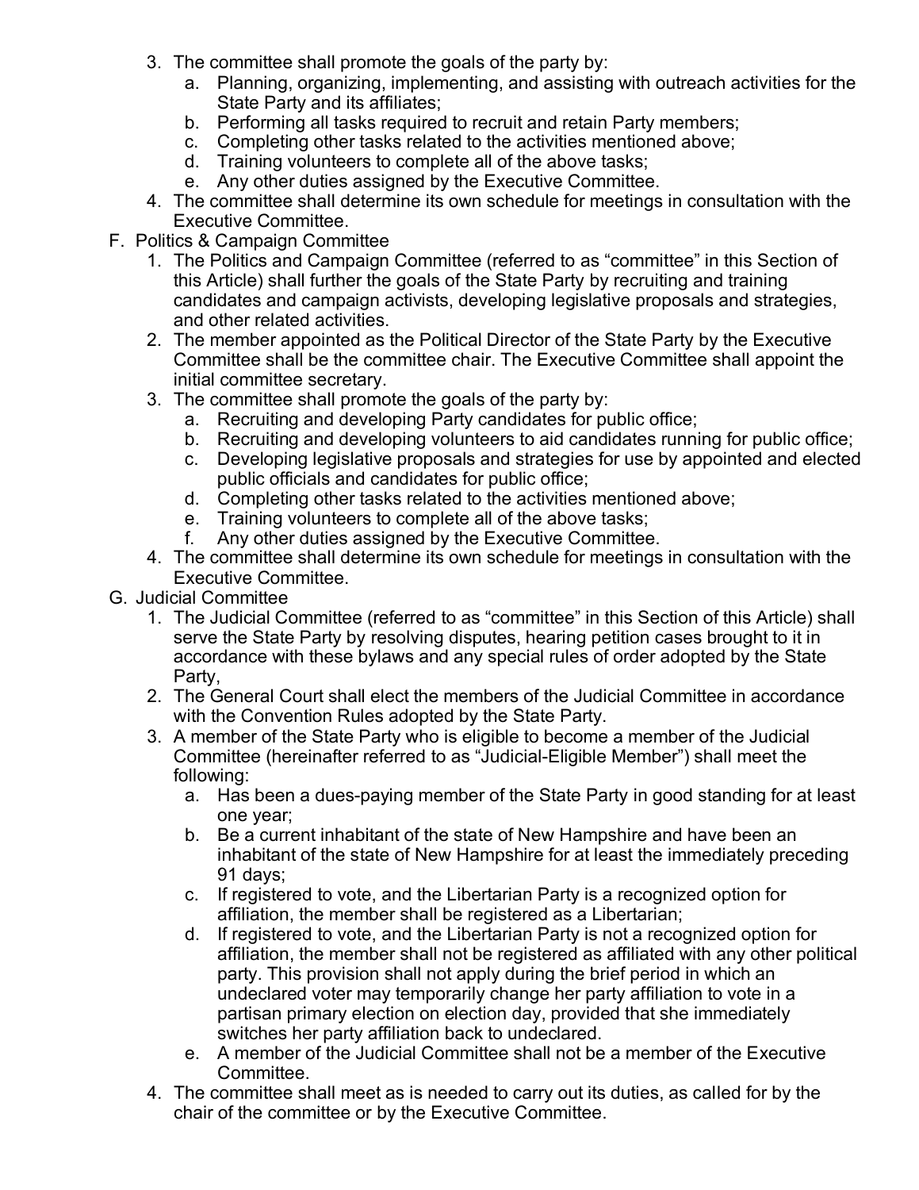3. The committee shall promote the goals of the party by:
    a. Planning, organizing, implementing, and assisting with outreach activities for the State Party and its affiliates;
    b. Performing all tasks required to recruit and retain Party members;
    c. Completing other tasks related to the activities mentioned above;
    d. Training volunteers to complete all of the above tasks;
    e. Any other duties assigned by the Executive Committee.
4. The committee shall determine its own schedule for meetings in consultation with the Executive Committee.

F. Politics & Campaign Committee
1. The Politics and Campaign Committee (referred to as "committee" in this Section of this Article) shall further the goals of the State Party by recruiting and training candidates and campaign activists, developing legislative proposals and strategies, and other related activities.
2. The member appointed as the Political Director of the State Party by the Executive Committee shall be the committee chair. The Executive Committee shall appoint the initial committee secretary.
3. The committee shall promote the goals of the party by:
    a. Recruiting and developing Party candidates for public office;
    b. Recruiting and developing volunteers to aid candidates running for public office;
    c. Developing legislative proposals and strategies for use by appointed and elected public officials and candidates for public office;
    d. Completing other tasks related to the activities mentioned above;
    e. Training volunteers to complete all of the above tasks;
    f. Any other duties assigned by the Executive Committee.
4. The committee shall determine its own schedule for meetings in consultation with the Executive Committee.

G. Judicial Committee
1. The Judicial Committee (referred to as "committee" in this Section of this Article) shall serve the State Party by resolving disputes, hearing petition cases brought to it in accordance with these bylaws and any special rules of order adopted by the State Party,
2. The General Court shall elect the members of the Judicial Committee in accordance with the Convention Rules adopted by the State Party.
3. A member of the State Party who is eligible to become a member of the Judicial Committee (hereinafter referred to as "Judicial-Eligible Member") shall meet the following:
    a. Has been a dues-paying member of the State Party in good standing for at least one year;
    b. Be a current inhabitant of the state of New Hampshire and have been an inhabitant of the state of New Hampshire for at least the immediately preceding 91 days;
    c. If registered to vote, and the Libertarian Party is a recognized option for affiliation, the member shall be registered as a Libertarian;
    d. If registered to vote, and the Libertarian Party is not a recognized option for affiliation, the member shall not be registered as affiliated with any other political party. This provision shall not apply during the brief period in which an undeclared voter may temporarily change her party affiliation to vote in a partisan primary election on election day, provided that she immediately switches her party affiliation back to undeclared.
    e. A member of the Judicial Committee shall not be a member of the Executive Committee.
4. The committee shall meet as is needed to carry out its duties, as called for by the chair of the committee or by the Executive Committee.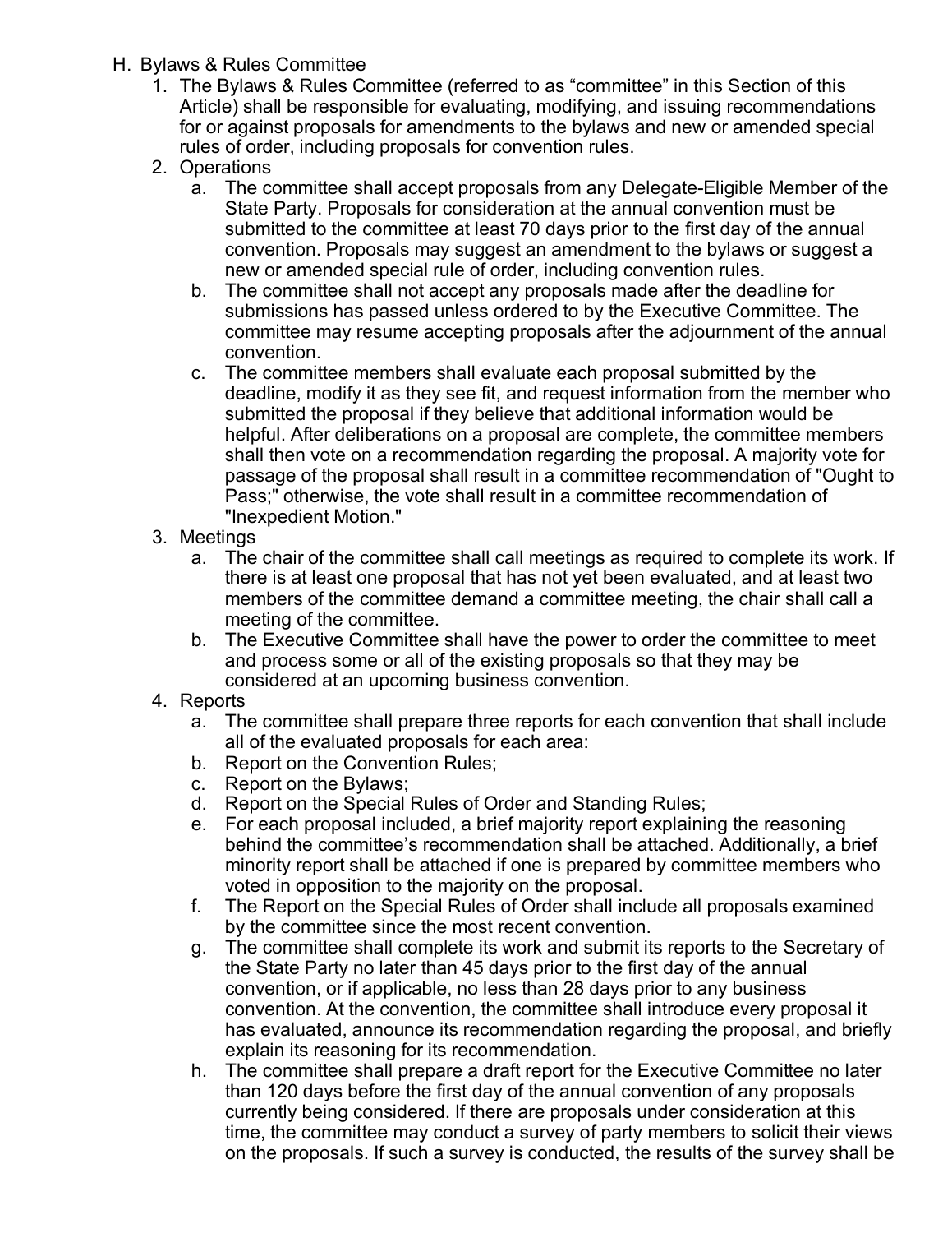H. Bylaws & Rules Committee
   1. The Bylaws & Rules Committee (referred to as "committee" in this Section of this Article) shall be responsible for evaluating, modifying, and issuing recommendations for or against proposals for amendments to the bylaws and new or amended special rules of order, including proposals for convention rules.
   2. Operations
      a. The committee shall accept proposals from any Delegate-Eligible Member of the State Party. Proposals for consideration at the annual convention must be submitted to the committee at least 70 days prior to the first day of the annual convention. Proposals may suggest an amendment to the bylaws or suggest a new or amended special rule of order, including convention rules.
      b. The committee shall not accept any proposals made after the deadline for submissions has passed unless ordered to by the Executive Committee. The committee may resume accepting proposals after the adjournment of the annual convention.
      c. The committee members shall evaluate each proposal submitted by the deadline, modify it as they see fit, and request information from the member who submitted the proposal if they believe that additional information would be helpful. After deliberations on a proposal are complete, the committee members shall then vote on a recommendation regarding the proposal. A majority vote for passage of the proposal shall result in a committee recommendation of "Ought to Pass;" otherwise, the vote shall result in a committee recommendation of "Inexpedient Motion."
   3. Meetings
      a. The chair of the committee shall call meetings as required to complete its work. If there is at least one proposal that has not yet been evaluated, and at least two members of the committee demand a committee meeting, the chair shall call a meeting of the committee.
      b. The Executive Committee shall have the power to order the committee to meet and process some or all of the existing proposals so that they may be considered at an upcoming business convention.
   4. Reports
      a. The committee shall prepare three reports for each convention that shall include all of the evaluated proposals for each area:
      b. Report on the Convention Rules;
      c. Report on the Bylaws;
      d. Report on the Special Rules of Order and Standing Rules;
      e. For each proposal included, a brief majority report explaining the reasoning behind the committee's recommendation shall be attached. Additionally, a brief minority report shall be attached if one is prepared by committee members who voted in opposition to the majority on the proposal.
      f. The Report on the Special Rules of Order shall include all proposals examined by the committee since the most recent convention.
      g. The committee shall complete its work and submit its reports to the Secretary of the State Party no later than 45 days prior to the first day of the annual convention, or if applicable, no less than 28 days prior to any business convention. At the convention, the committee shall introduce every proposal it has evaluated, announce its recommendation regarding the proposal, and briefly explain its reasoning for its recommendation.
      h. The committee shall prepare a draft report for the Executive Committee no later than 120 days before the first day of the annual convention of any proposals currently being considered. If there are proposals under consideration at this time, the committee may conduct a survey of party members to solicit their views on the proposals. If such a survey is conducted, the results of the survey shall be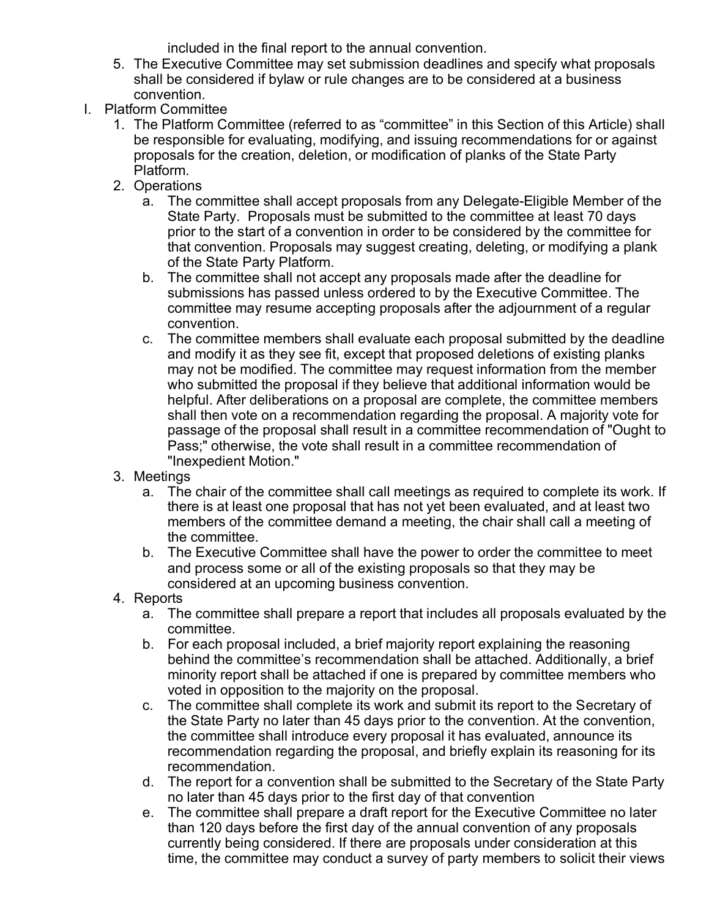included in the final report to the annual convention.

5. The Executive Committee may set submission deadlines and specify what proposals shall be considered if bylaw or rule changes are to be considered at a business convention.

I. Platform Committee

1. The Platform Committee (referred to as "committee" in this Section of this Article) shall be responsible for evaluating, modifying, and issuing recommendations for or against proposals for the creation, deletion, or modification of planks of the State Party Platform.
2. Operations
   a. The committee shall accept proposals from any Delegate-Eligible Member of the State Party. Proposals must be submitted to the committee at least 70 days prior to the start of a convention in order to be considered by the committee for that convention. Proposals may suggest creating, deleting, or modifying a plank of the State Party Platform.
   b. The committee shall not accept any proposals made after the deadline for submissions has passed unless ordered to by the Executive Committee. The committee may resume accepting proposals after the adjournment of a regular convention.
   c. The committee members shall evaluate each proposal submitted by the deadline and modify it as they see fit, except that proposed deletions of existing planks may not be modified. The committee may request information from the member who submitted the proposal if they believe that additional information would be helpful. After deliberations on a proposal are complete, the committee members shall then vote on a recommendation regarding the proposal. A majority vote for passage of the proposal shall result in a committee recommendation of "Ought to Pass;" otherwise, the vote shall result in a committee recommendation of "Inexpedient Motion."
3. Meetings
   a. The chair of the committee shall call meetings as required to complete its work. If there is at least one proposal that has not yet been evaluated, and at least two members of the committee demand a meeting, the chair shall call a meeting of the committee.
   b. The Executive Committee shall have the power to order the committee to meet and process some or all of the existing proposals so that they may be considered at an upcoming business convention.
4. Reports
   a. The committee shall prepare a report that includes all proposals evaluated by the committee.
   b. For each proposal included, a brief majority report explaining the reasoning behind the committee's recommendation shall be attached. Additionally, a brief minority report shall be attached if one is prepared by committee members who voted in opposition to the majority on the proposal.
   c. The committee shall complete its work and submit its report to the Secretary of the State Party no later than 45 days prior to the convention. At the convention, the committee shall introduce every proposal it has evaluated, announce its recommendation regarding the proposal, and briefly explain its reasoning for its recommendation.
   d. The report for a convention shall be submitted to the Secretary of the State Party no later than 45 days prior to the first day of that convention
   e. The committee shall prepare a draft report for the Executive Committee no later than 120 days before the first day of the annual convention of any proposals currently being considered. If there are proposals under consideration at this time, the committee may conduct a survey of party members to solicit their views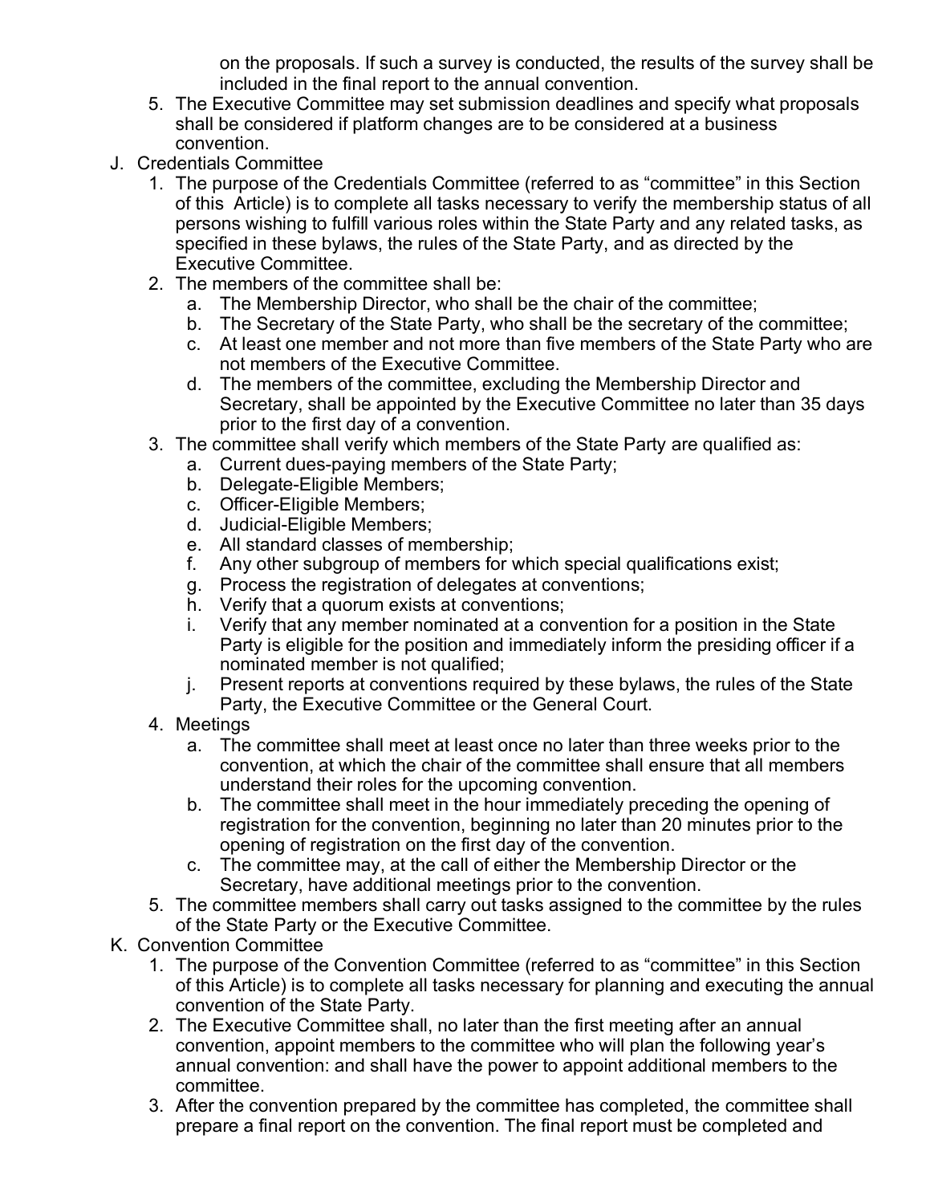on the proposals. If such a survey is conducted, the results of the survey shall be included in the final report to the annual convention.

5. The Executive Committee may set submission deadlines and specify what proposals shall be considered if platform changes are to be considered at a business convention.

J. Credentials Committee
   1. The purpose of the Credentials Committee (referred to as "committee" in this Section of this Article) is to complete all tasks necessary to verify the membership status of all persons wishing to fulfill various roles within the State Party and any related tasks, as specified in these bylaws, the rules of the State Party, and as directed by the Executive Committee.
   2. The members of the committee shall be:
      a. The Membership Director, who shall be the chair of the committee;
      b. The Secretary of the State Party, who shall be the secretary of the committee;
      c. At least one member and not more than five members of the State Party who are not members of the Executive Committee.
      d. The members of the committee, excluding the Membership Director and Secretary, shall be appointed by the Executive Committee no later than 35 days prior to the first day of a convention.
   3. The committee shall verify which members of the State Party are qualified as:
      a. Current dues-paying members of the State Party;
      b. Delegate-Eligible Members;
      c. Officer-Eligible Members;
      d. Judicial-Eligible Members;
      e. All standard classes of membership;
      f. Any other subgroup of members for which special qualifications exist;
      g. Process the registration of delegates at conventions;
      h. Verify that a quorum exists at conventions;
      i. Verify that any member nominated at a convention for a position in the State Party is eligible for the position and immediately inform the presiding officer if a nominated member is not qualified;
      j. Present reports at conventions required by these bylaws, the rules of the State Party, the Executive Committee or the General Court.
   4. Meetings
      a. The committee shall meet at least once no later than three weeks prior to the convention, at which the chair of the committee shall ensure that all members understand their roles for the upcoming convention.
      b. The committee shall meet in the hour immediately preceding the opening of registration for the convention, beginning no later than 20 minutes prior to the opening of registration on the first day of the convention.
      c. The committee may, at the call of either the Membership Director or the Secretary, have additional meetings prior to the convention.
   5. The committee members shall carry out tasks assigned to the committee by the rules of the State Party or the Executive Committee.

K. Convention Committee
   1. The purpose of the Convention Committee (referred to as "committee" in this Section of this Article) is to complete all tasks necessary for planning and executing the annual convention of the State Party.
   2. The Executive Committee shall, no later than the first meeting after an annual convention, appoint members to the committee who will plan the following year's annual convention: and shall have the power to appoint additional members to the committee.
   3. After the convention prepared by the committee has completed, the committee shall prepare a final report on the convention. The final report must be completed and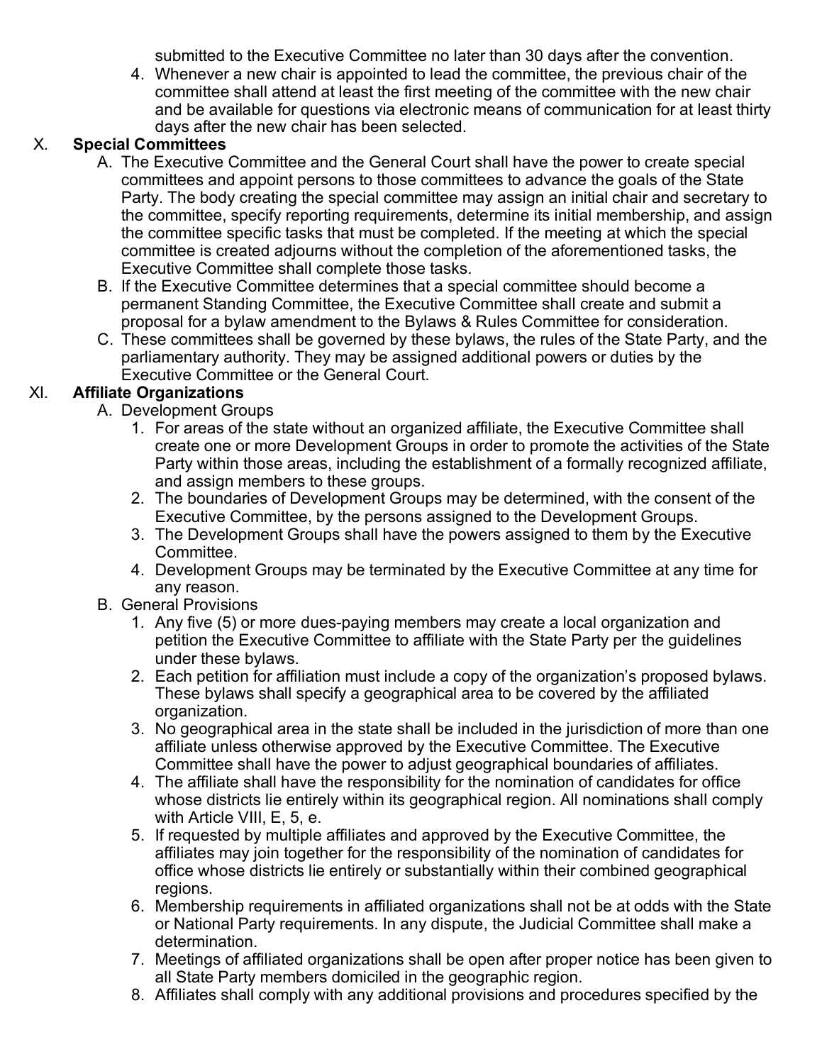submitted to the Executive Committee no later than 30 days after the convention.

4. Whenever a new chair is appointed to lead the committee, the previous chair of the committee shall attend at least the first meeting of the committee with the new chair and be available for questions via electronic means of communication for at least thirty days after the new chair has been selected.

## X. **Special Committees**

A. The Executive Committee and the General Court shall have the power to create special committees and appoint persons to those committees to advance the goals of the State Party. The body creating the special committee may assign an initial chair and secretary to the committee, specify reporting requirements, determine its initial membership, and assign the committee specific tasks that must be completed. If the meeting at which the special committee is created adjourns without the completion of the aforementioned tasks, the Executive Committee shall complete those tasks.

B. If the Executive Committee determines that a special committee should become a permanent Standing Committee, the Executive Committee shall create and submit a proposal for a bylaw amendment to the Bylaws & Rules Committee for consideration.

C. These committees shall be governed by these bylaws, the rules of the State Party, and the parliamentary authority. They may be assigned additional powers or duties by the Executive Committee or the General Court.

## XI. **Affiliate Organizations**

A. Development Groups

1. For areas of the state without an organized affiliate, the Executive Committee shall create one or more Development Groups in order to promote the activities of the State Party within those areas, including the establishment of a formally recognized affiliate, and assign members to these groups.
2. The boundaries of Development Groups may be determined, with the consent of the Executive Committee, by the persons assigned to the Development Groups.
3. The Development Groups shall have the powers assigned to them by the Executive Committee.
4. Development Groups may be terminated by the Executive Committee at any time for any reason.

B. General Provisions

1. Any five (5) or more dues-paying members may create a local organization and petition the Executive Committee to affiliate with the State Party per the guidelines under these bylaws.
2. Each petition for affiliation must include a copy of the organization's proposed bylaws. These bylaws shall specify a geographical area to be covered by the affiliated organization.
3. No geographical area in the state shall be included in the jurisdiction of more than one affiliate unless otherwise approved by the Executive Committee. The Executive Committee shall have the power to adjust geographical boundaries of affiliates.
4. The affiliate shall have the responsibility for the nomination of candidates for office whose districts lie entirely within its geographical region. All nominations shall comply with Article VIII, E, 5, e.
5. If requested by multiple affiliates and approved by the Executive Committee, the affiliates may join together for the responsibility of the nomination of candidates for office whose districts lie entirely or substantially within their combined geographical regions.
6. Membership requirements in affiliated organizations shall not be at odds with the State or National Party requirements. In any dispute, the Judicial Committee shall make a determination.
7. Meetings of affiliated organizations shall be open after proper notice has been given to all State Party members domiciled in the geographic region.
8. Affiliates shall comply with any additional provisions and procedures specified by the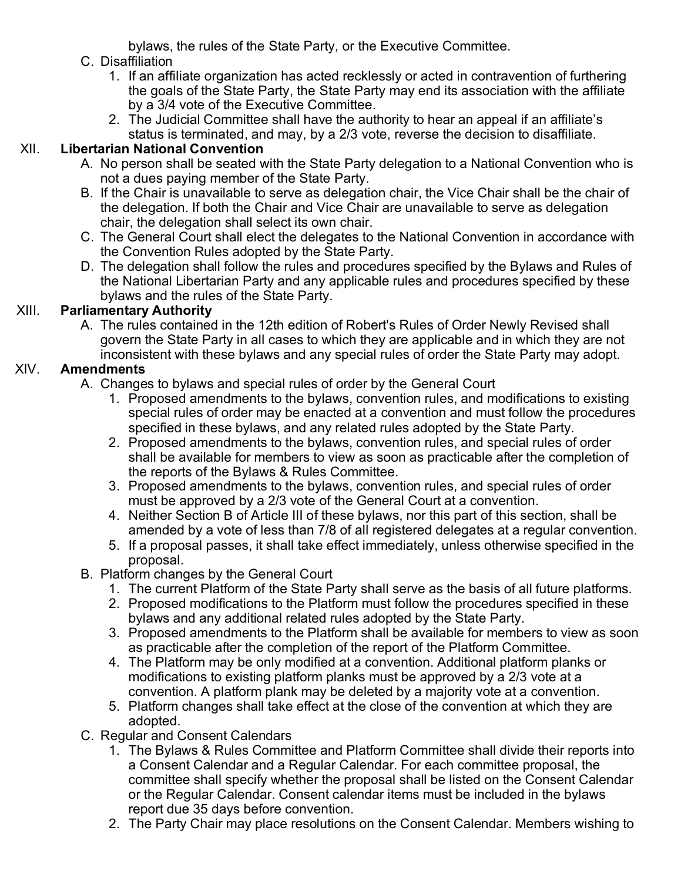bylaws, the rules of the State Party, or the Executive Committee.

C. Disaffiliation
   1. If an affiliate organization has acted recklessly or acted in contravention of furthering the goals of the State Party, the State Party may end its association with the affiliate by a 3/4 vote of the Executive Committee.
   2. The Judicial Committee shall have the authority to hear an appeal if an affiliate's status is terminated, and may, by a 2/3 vote, reverse the decision to disaffiliate.

## XII. Libertarian National Convention

A. No person shall be seated with the State Party delegation to a National Convention who is not a dues paying member of the State Party.

B. If the Chair is unavailable to serve as delegation chair, the Vice Chair shall be the chair of the delegation. If both the Chair and Vice Chair are unavailable to serve as delegation chair, the delegation shall select its own chair.

C. The General Court shall elect the delegates to the National Convention in accordance with the Convention Rules adopted by the State Party.

D. The delegation shall follow the rules and procedures specified by the Bylaws and Rules of the National Libertarian Party and any applicable rules and procedures specified by these bylaws and the rules of the State Party.

## XIII. Parliamentary Authority

A. The rules contained in the 12th edition of Robert's Rules of Order Newly Revised shall govern the State Party in all cases to which they are applicable and in which they are not inconsistent with these bylaws and any special rules of order the State Party may adopt.

## XIV. Amendments

A. Changes to bylaws and special rules of order by the General Court
   1. Proposed amendments to the bylaws, convention rules, and modifications to existing special rules of order may be enacted at a convention and must follow the procedures specified in these bylaws, and any related rules adopted by the State Party.
   2. Proposed amendments to the bylaws, convention rules, and special rules of order shall be available for members to view as soon as practicable after the completion of the reports of the Bylaws & Rules Committee.
   3. Proposed amendments to the bylaws, convention rules, and special rules of order must be approved by a 2/3 vote of the General Court at a convention.
   4. Neither Section B of Article III of these bylaws, nor this part of this section, shall be amended by a vote of less than 7/8 of all registered delegates at a regular convention.
   5. If a proposal passes, it shall take effect immediately, unless otherwise specified in the proposal.

B. Platform changes by the General Court
   1. The current Platform of the State Party shall serve as the basis of all future platforms.
   2. Proposed modifications to the Platform must follow the procedures specified in these bylaws and any additional related rules adopted by the State Party.
   3. Proposed amendments to the Platform shall be available for members to view as soon as practicable after the completion of the report of the Platform Committee.
   4. The Platform may be only modified at a convention. Additional platform planks or modifications to existing platform planks must be approved by a 2/3 vote at a convention. A platform plank may be deleted by a majority vote at a convention.
   5. Platform changes shall take effect at the close of the convention at which they are adopted.

C. Regular and Consent Calendars
   1. The Bylaws & Rules Committee and Platform Committee shall divide their reports into a Consent Calendar and a Regular Calendar. For each committee proposal, the committee shall specify whether the proposal shall be listed on the Consent Calendar or the Regular Calendar. Consent calendar items must be included in the bylaws report due 35 days before convention.
   2. The Party Chair may place resolutions on the Consent Calendar. Members wishing to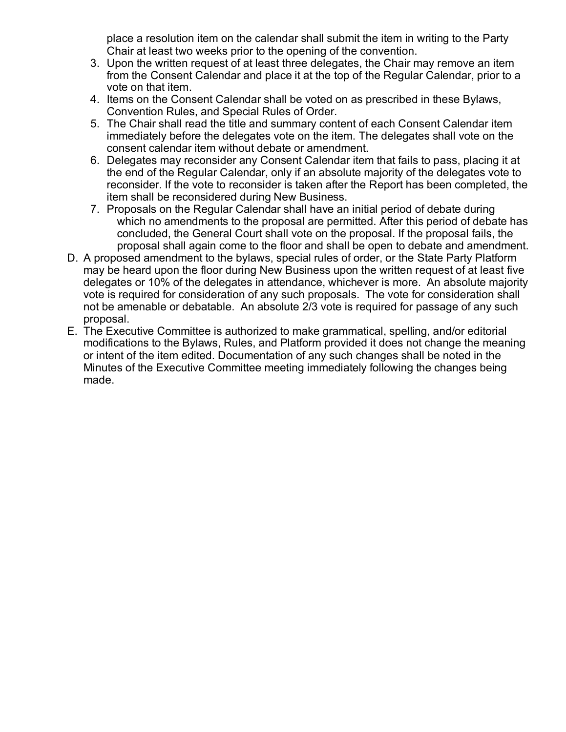place a resolution item on the calendar shall submit the item in writing to the Party Chair at least two weeks prior to the opening of the convention.

3. Upon the written request of at least three delegates, the Chair may remove an item from the Consent Calendar and place it at the top of the Regular Calendar, prior to a vote on that item.
4. Items on the Consent Calendar shall be voted on as prescribed in these Bylaws, Convention Rules, and Special Rules of Order.
5. The Chair shall read the title and summary content of each Consent Calendar item immediately before the delegates vote on the item. The delegates shall vote on the consent calendar item without debate or amendment.
6. Delegates may reconsider any Consent Calendar item that fails to pass, placing it at the end of the Regular Calendar, only if an absolute majority of the delegates vote to reconsider. If the vote to reconsider is taken after the Report has been completed, the item shall be reconsidered during New Business.
7. Proposals on the Regular Calendar shall have an initial period of debate during which no amendments to the proposal are permitted. After this period of debate has concluded, the General Court shall vote on the proposal. If the proposal fails, the proposal shall again come to the floor and shall be open to debate and amendment.

D. A proposed amendment to the bylaws, special rules of order, or the State Party Platform may be heard upon the floor during New Business upon the written request of at least five delegates or 10% of the delegates in attendance, whichever is more. An absolute majority vote is required for consideration of any such proposals. The vote for consideration shall not be amenable or debatable. An absolute 2/3 vote is required for passage of any such proposal.

E. The Executive Committee is authorized to make grammatical, spelling, and/or editorial modifications to the Bylaws, Rules, and Platform provided it does not change the meaning or intent of the item edited. Documentation of any such changes shall be noted in the Minutes of the Executive Committee meeting immediately following the changes being made.